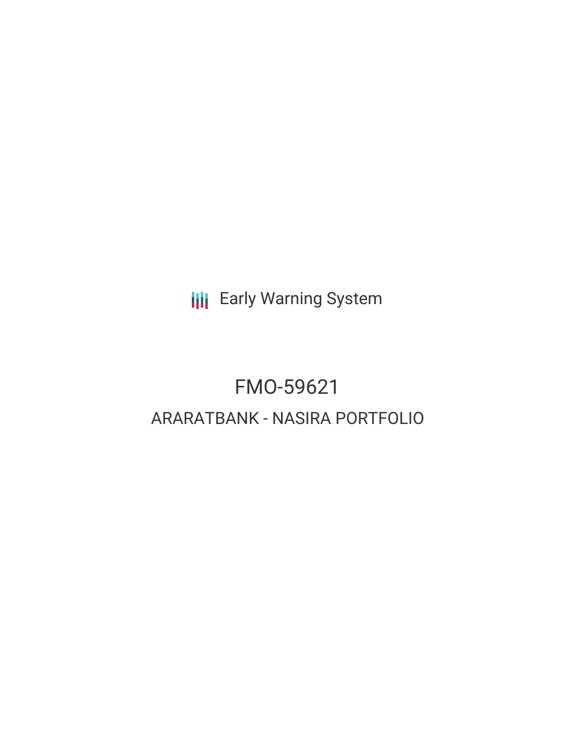Early Warning System

# FMO-59621

## ARARATBANK - NASIRA PORTFOLIO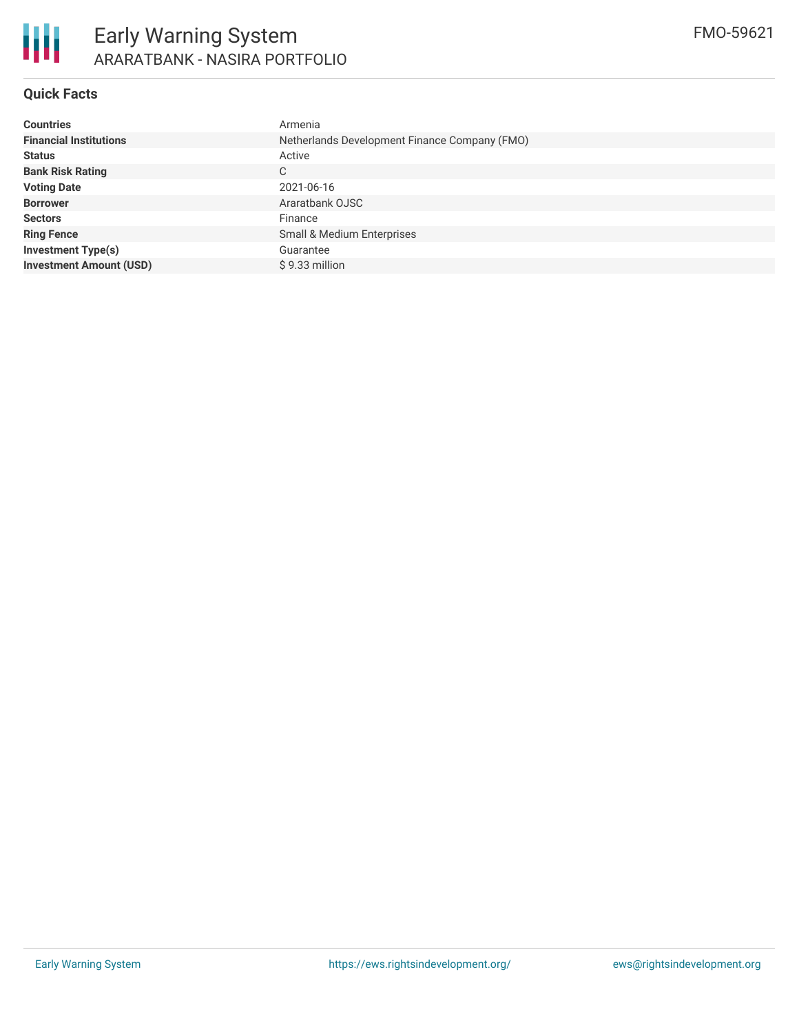# Early Warning System

## ARARATBANK - NASIRA PORTFOLIO

FMO-59621

### Quick Facts

| | |
|---|---|
| **Countries** | Armenia |
| **Financial Institutions** | Netherlands Development Finance Company (FMO) |
| **Status** | Active |
| **Bank Risk Rating** | C |
| **Voting Date** | 2021-06-16 |
| **Borrower** | Araratbank OJSC |
| **Sectors** | Finance |
| **Ring Fence** | Small & Medium Enterprises |
| **Investment Type(s)** | Guarantee |
| **Investment Amount (USD)** | $ 9.33 million |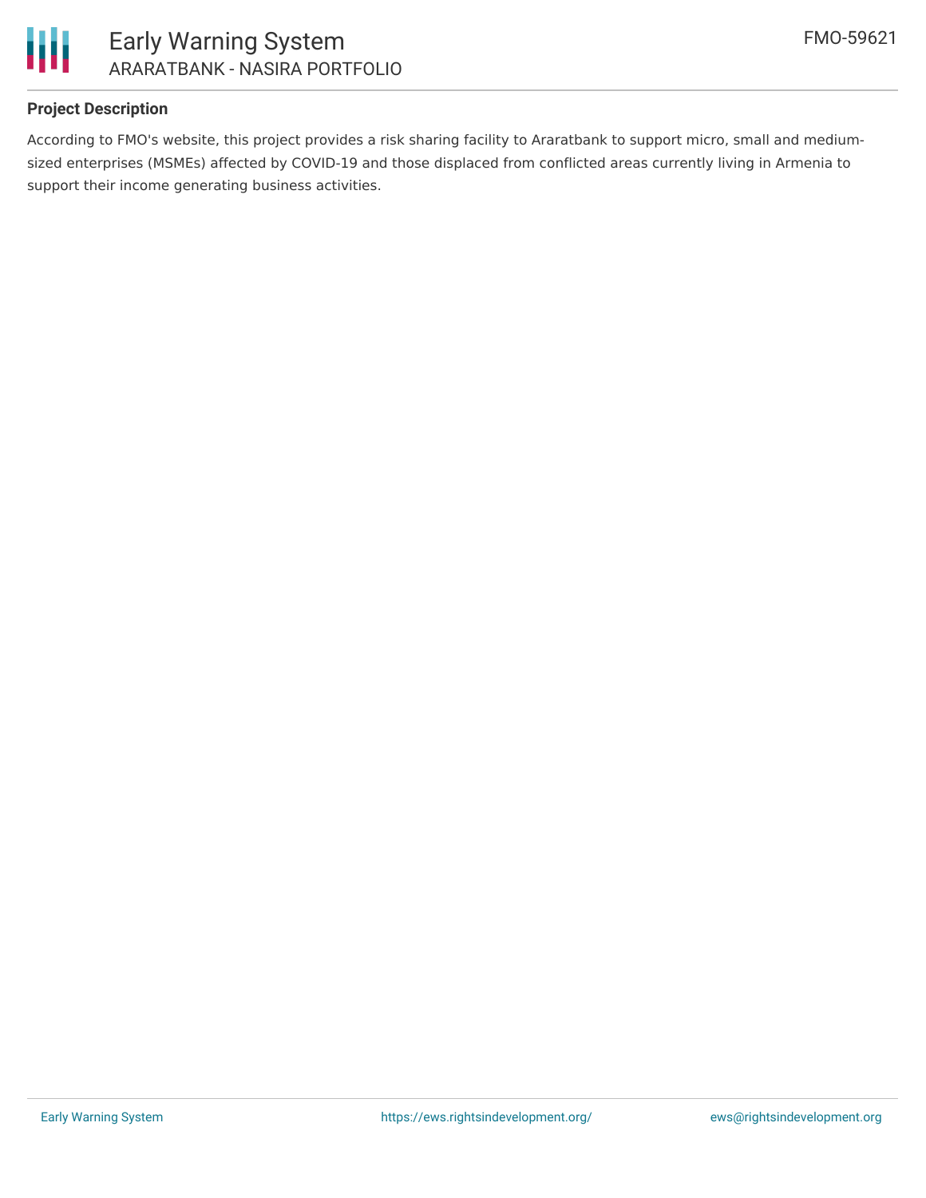## Project Description

According to FMO's website, this project provides a risk sharing facility to Araratbank to support micro, small and medium-sized enterprises (MSMEs) affected by COVID-19 and those displaced from conflicted areas currently living in Armenia to support their income generating business activities.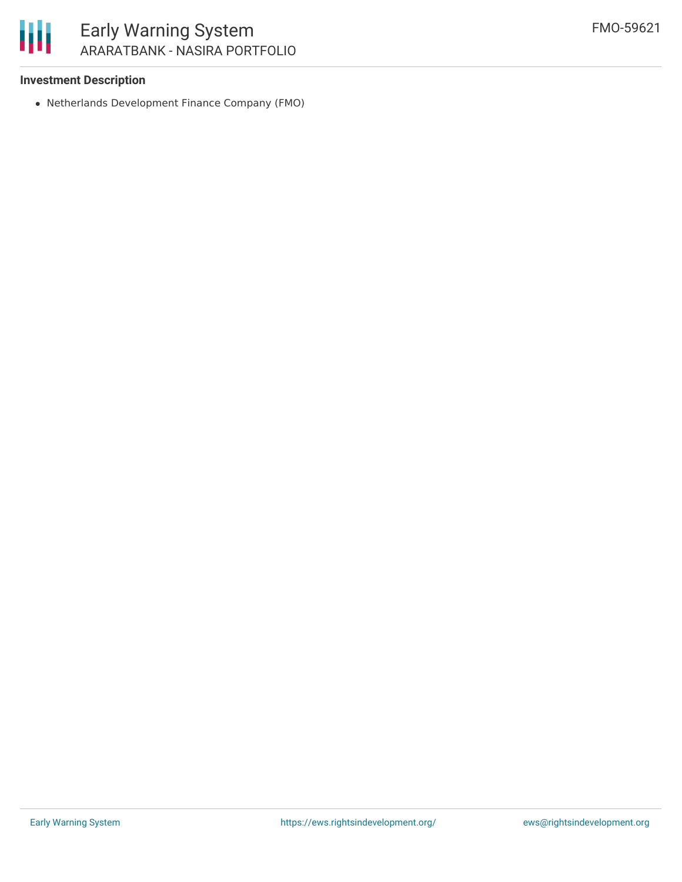## Investment Description

- Netherlands Development Finance Company (FMO)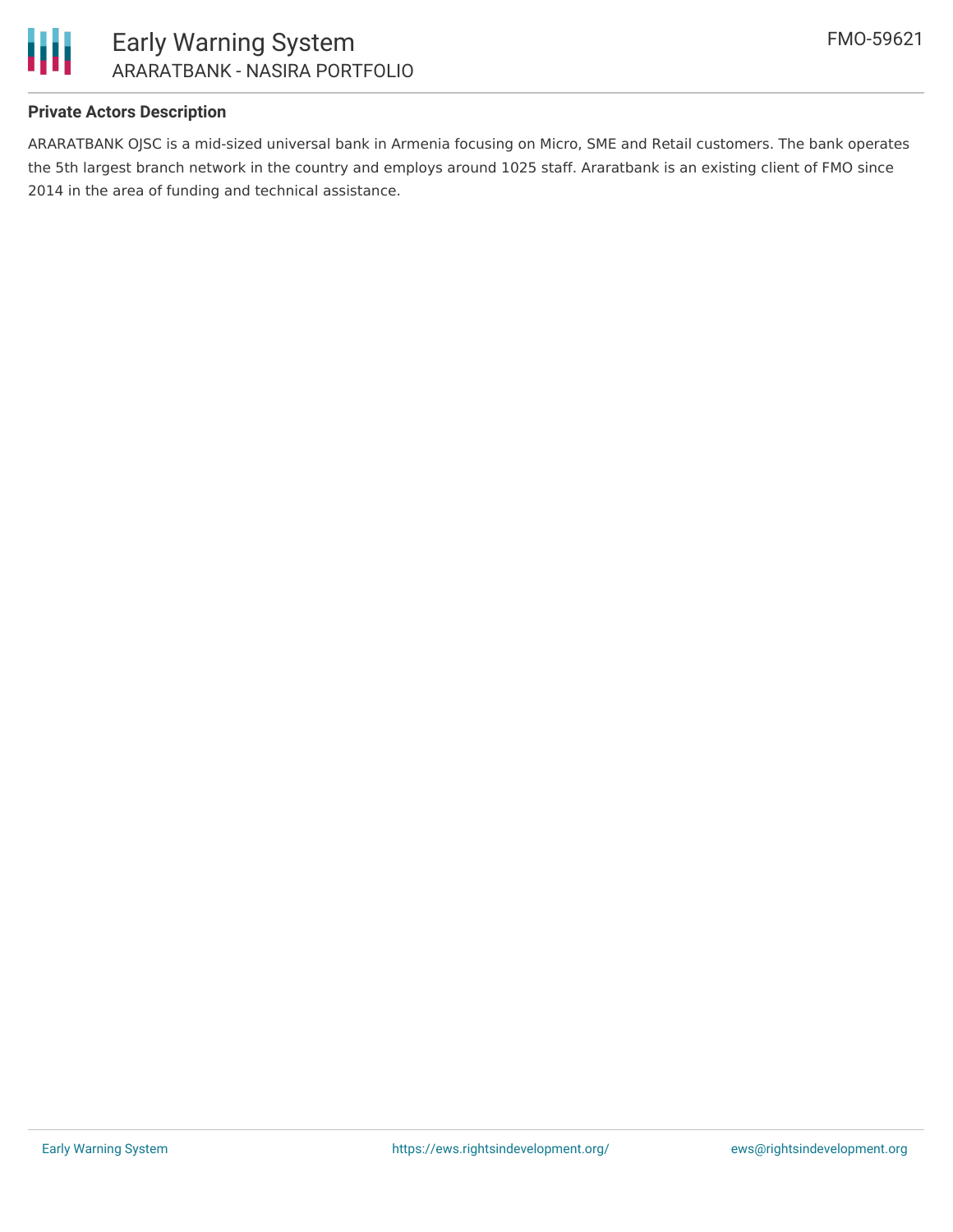### Private Actors Description

ARARATBANK OJSC is a mid-sized universal bank in Armenia focusing on Micro, SME and Retail customers. The bank operates the 5th largest branch network in the country and employs around 1025 staff. Araratbank is an existing client of FMO since 2014 in the area of funding and technical assistance.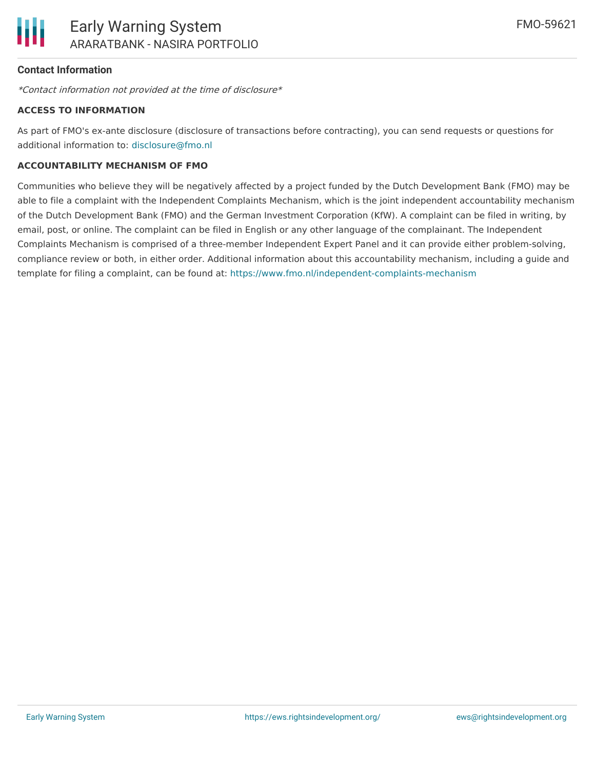### Contact Information

*\*Contact information not provided at the time of disclosure\**

**ACCESS TO INFORMATION**

As part of FMO's ex-ante disclosure (disclosure of transactions before contracting), you can send requests or questions for additional information to: disclosure@fmo.nl

**ACCOUNTABILITY MECHANISM OF FMO**

Communities who believe they will be negatively affected by a project funded by the Dutch Development Bank (FMO) may be able to file a complaint with the Independent Complaints Mechanism, which is the joint independent accountability mechanism of the Dutch Development Bank (FMO) and the German Investment Corporation (KfW). A complaint can be filed in writing, by email, post, or online. The complaint can be filed in English or any other language of the complainant. The Independent Complaints Mechanism is comprised of a three-member Independent Expert Panel and it can provide either problem-solving, compliance review or both, in either order. Additional information about this accountability mechanism, including a guide and template for filing a complaint, can be found at: https://www.fmo.nl/independent-complaints-mechanism